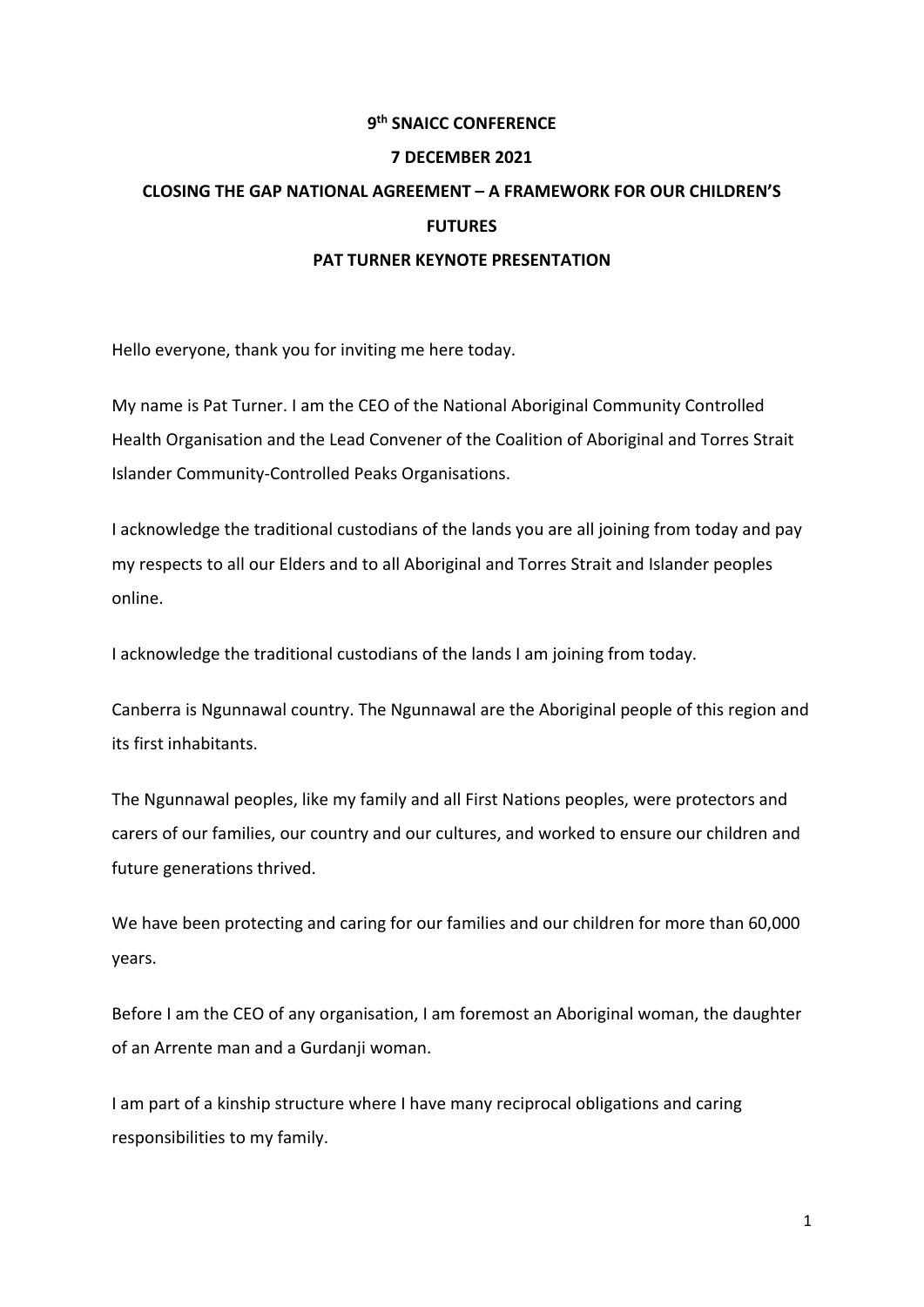**9th SNAICC CONFERENCE**

**7 DECEMBER 2021**

**CLOSING THE GAP NATIONAL AGREEMENT – A FRAMEWORK FOR OUR CHILDREN'S FUTURES**

**PAT TURNER KEYNOTE PRESENTATION**

Hello everyone, thank you for inviting me here today.

My name is Pat Turner. I am the CEO of the National Aboriginal Community Controlled Health Organisation and the Lead Convener of the Coalition of Aboriginal and Torres Strait Islander Community-Controlled Peaks Organisations.

I acknowledge the traditional custodians of the lands you are all joining from today and pay my respects to all our Elders and to all Aboriginal and Torres Strait and Islander peoples online.

I acknowledge the traditional custodians of the lands I am joining from today.

Canberra is Ngunnawal country. The Ngunnawal are the Aboriginal people of this region and its first inhabitants.

The Ngunnawal peoples, like my family and all First Nations peoples, were protectors and carers of our families, our country and our cultures, and worked to ensure our children and future generations thrived.

We have been protecting and caring for our families and our children for more than 60,000 years.

Before I am the CEO of any organisation, I am foremost an Aboriginal woman, the daughter of an Arrente man and a Gurdanji woman.

I am part of a kinship structure where I have many reciprocal obligations and caring responsibilities to my family.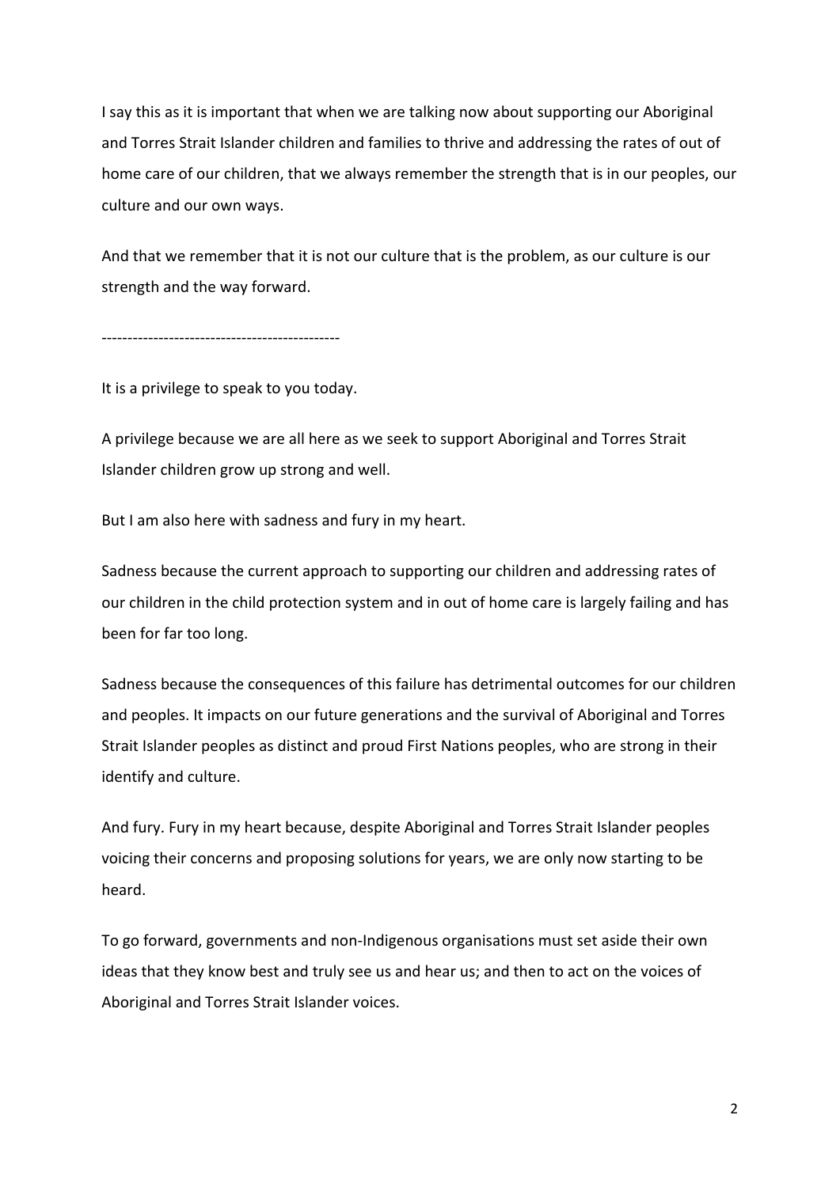I say this as it is important that when we are talking now about supporting our Aboriginal and Torres Strait Islander children and families to thrive and addressing the rates of out of home care of our children, that we always remember the strength that is in our peoples, our culture and our own ways.

And that we remember that it is not our culture that is the problem, as our culture is our strength and the way forward.

---

It is a privilege to speak to you today.

A privilege because we are all here as we seek to support Aboriginal and Torres Strait Islander children grow up strong and well.

But I am also here with sadness and fury in my heart.

Sadness because the current approach to supporting our children and addressing rates of our children in the child protection system and in out of home care is largely failing and has been for far too long.

Sadness because the consequences of this failure has detrimental outcomes for our children and peoples. It impacts on our future generations and the survival of Aboriginal and Torres Strait Islander peoples as distinct and proud First Nations peoples, who are strong in their identify and culture.

And fury. Fury in my heart because, despite Aboriginal and Torres Strait Islander peoples voicing their concerns and proposing solutions for years, we are only now starting to be heard.

To go forward, governments and non-Indigenous organisations must set aside their own ideas that they know best and truly see us and hear us; and then to act on the voices of Aboriginal and Torres Strait Islander voices.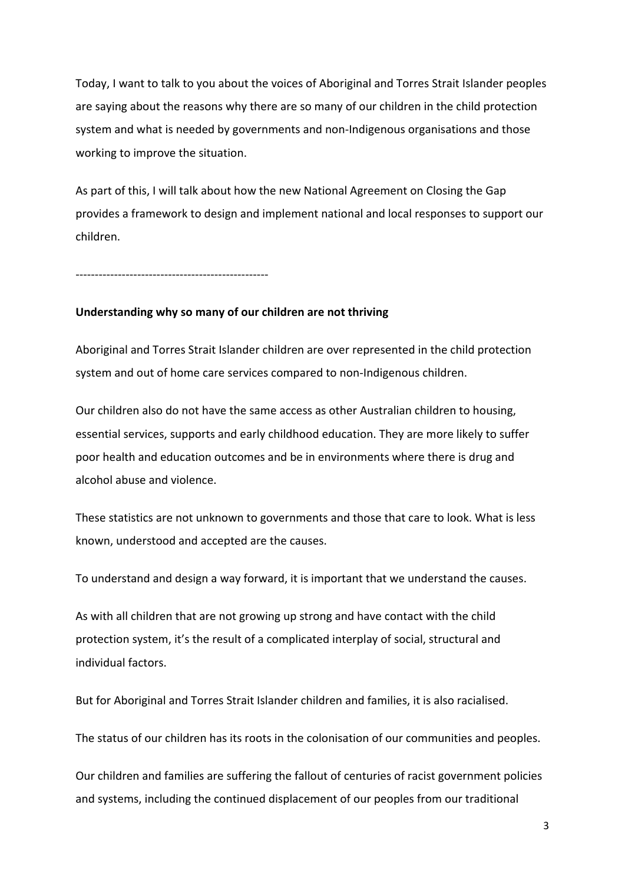Today, I want to talk to you about the voices of Aboriginal and Torres Strait Islander peoples are saying about the reasons why there are so many of our children in the child protection system and what is needed by governments and non-Indigenous organisations and those working to improve the situation.

As part of this, I will talk about how the new National Agreement on Closing the Gap provides a framework to design and implement national and local responses to support our children.

--------------------------------------------------

**Understanding why so many of our children are not thriving**

Aboriginal and Torres Strait Islander children are over represented in the child protection system and out of home care services compared to non-Indigenous children.

Our children also do not have the same access as other Australian children to housing, essential services, supports and early childhood education. They are more likely to suffer poor health and education outcomes and be in environments where there is drug and alcohol abuse and violence.

These statistics are not unknown to governments and those that care to look. What is less known, understood and accepted are the causes.

To understand and design a way forward, it is important that we understand the causes.

As with all children that are not growing up strong and have contact with the child protection system, it's the result of a complicated interplay of social, structural and individual factors.

But for Aboriginal and Torres Strait Islander children and families, it is also racialised.

The status of our children has its roots in the colonisation of our communities and peoples.

Our children and families are suffering the fallout of centuries of racist government policies and systems, including the continued displacement of our peoples from our traditional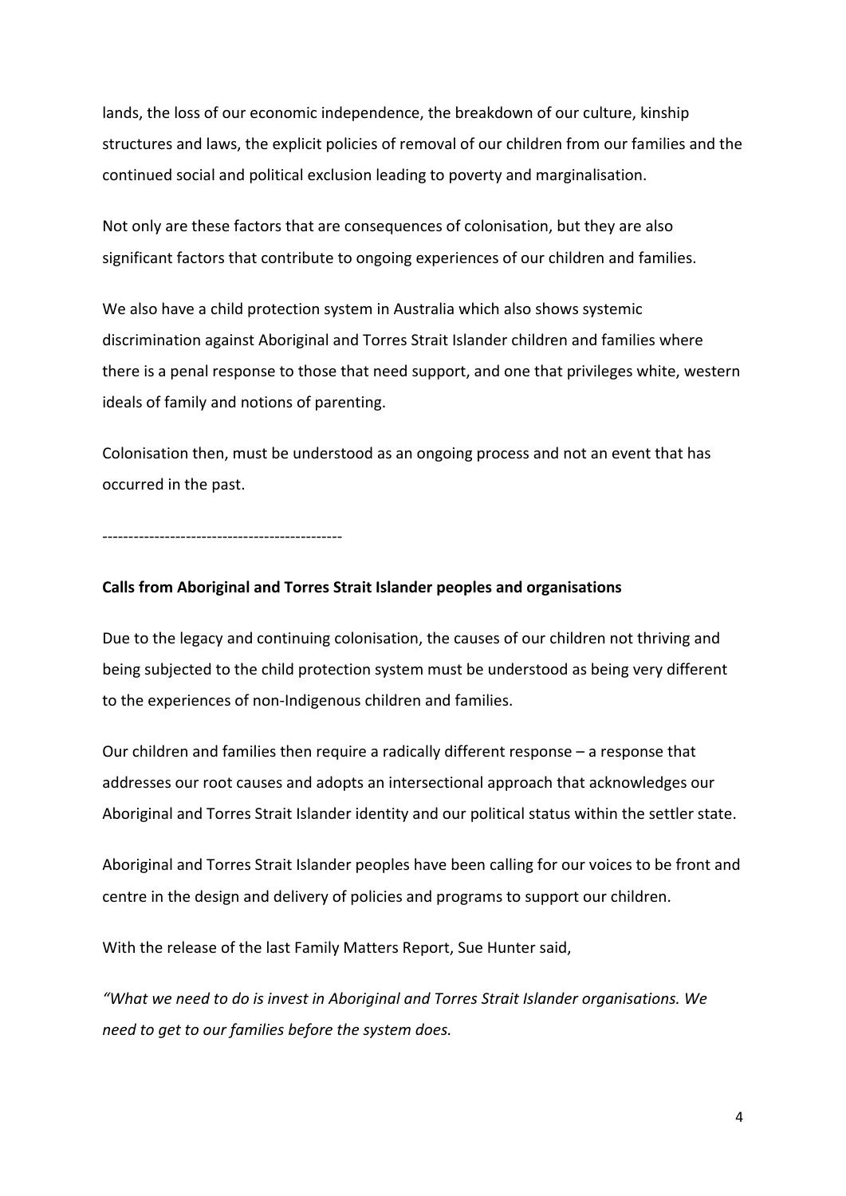lands, the loss of our economic independence, the breakdown of our culture, kinship structures and laws, the explicit policies of removal of our children from our families and the continued social and political exclusion leading to poverty and marginalisation.

Not only are these factors that are consequences of colonisation, but they are also significant factors that contribute to ongoing experiences of our children and families.

We also have a child protection system in Australia which also shows systemic discrimination against Aboriginal and Torres Strait Islander children and families where there is a penal response to those that need support, and one that privileges white, western ideals of family and notions of parenting.

Colonisation then, must be understood as an ongoing process and not an event that has occurred in the past.

----------------------------------------------

**Calls from Aboriginal and Torres Strait Islander peoples and organisations**

Due to the legacy and continuing colonisation, the causes of our children not thriving and being subjected to the child protection system must be understood as being very different to the experiences of non-Indigenous children and families.

Our children and families then require a radically different response – a response that addresses our root causes and adopts an intersectional approach that acknowledges our Aboriginal and Torres Strait Islander identity and our political status within the settler state.

Aboriginal and Torres Strait Islander peoples have been calling for our voices to be front and centre in the design and delivery of policies and programs to support our children.

With the release of the last Family Matters Report, Sue Hunter said,

*"What we need to do is invest in Aboriginal and Torres Strait Islander organisations. We need to get to our families before the system does.*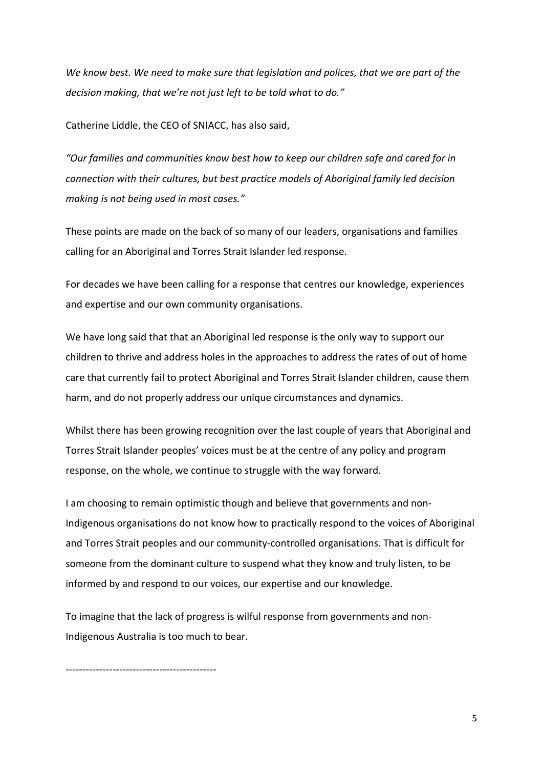*We know best. We need to make sure that legislation and polices, that we are part of the decision making, that we're not just left to be told what to do."*

Catherine Liddle, the CEO of SNIACC, has also said,

*"Our families and communities know best how to keep our children safe and cared for in connection with their cultures, but best practice models of Aboriginal family led decision making is not being used in most cases."*

These points are made on the back of so many of our leaders, organisations and families calling for an Aboriginal and Torres Strait Islander led response.

For decades we have been calling for a response that centres our knowledge, experiences and expertise and our own community organisations.

We have long said that that an Aboriginal led response is the only way to support our children to thrive and address holes in the approaches to address the rates of out of home care that currently fail to protect Aboriginal and Torres Strait Islander children, cause them harm, and do not properly address our unique circumstances and dynamics.

Whilst there has been growing recognition over the last couple of years that Aboriginal and Torres Strait Islander peoples' voices must be at the centre of any policy and program response, on the whole, we continue to struggle with the way forward.

I am choosing to remain optimistic though and believe that governments and non-Indigenous organisations do not know how to practically respond to the voices of Aboriginal and Torres Strait peoples and our community-controlled organisations. That is difficult for someone from the dominant culture to suspend what they know and truly listen, to be informed by and respond to our voices, our expertise and our knowledge.

To imagine that the lack of progress is wilful response from governments and non-Indigenous Australia is too much to bear.

---------------------------------------------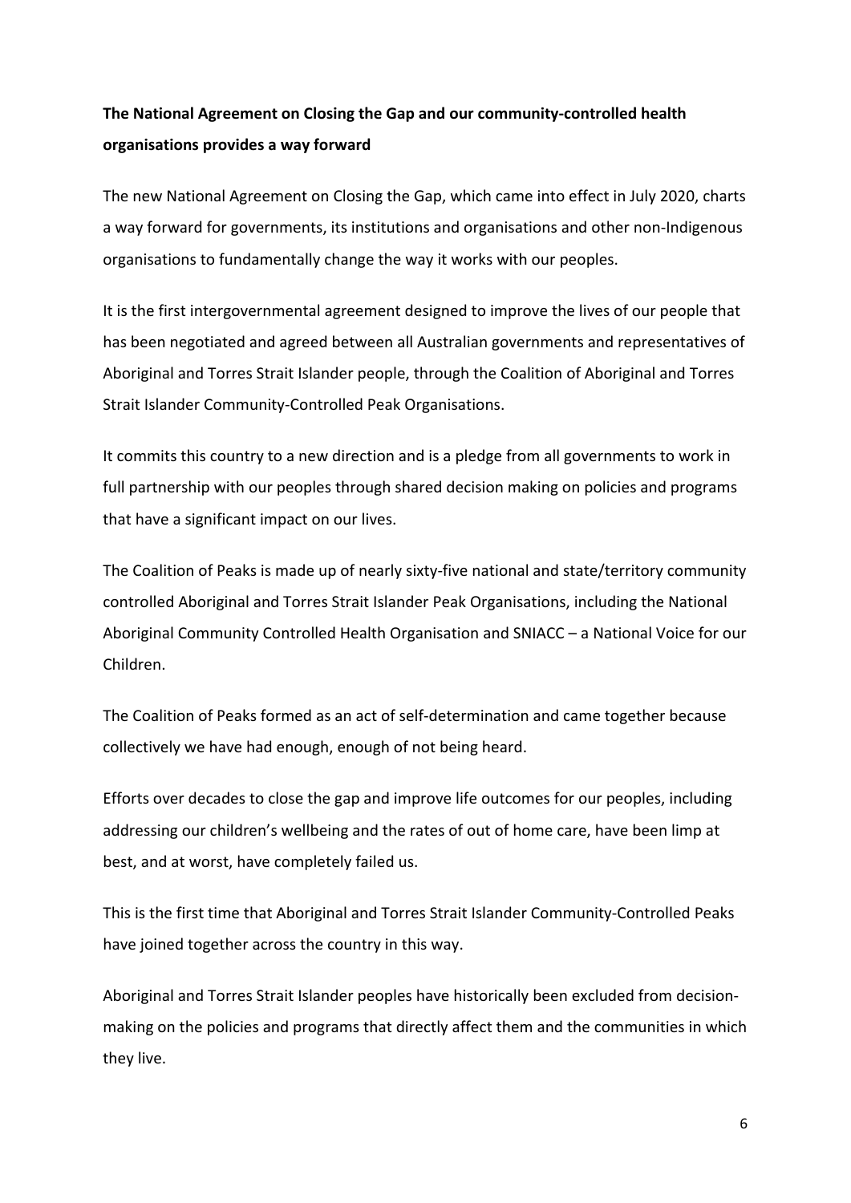**The National Agreement on Closing the Gap and our community-controlled health organisations provides a way forward**

The new National Agreement on Closing the Gap, which came into effect in July 2020, charts a way forward for governments, its institutions and organisations and other non-Indigenous organisations to fundamentally change the way it works with our peoples.

It is the first intergovernmental agreement designed to improve the lives of our people that has been negotiated and agreed between all Australian governments and representatives of Aboriginal and Torres Strait Islander people, through the Coalition of Aboriginal and Torres Strait Islander Community-Controlled Peak Organisations.

It commits this country to a new direction and is a pledge from all governments to work in full partnership with our peoples through shared decision making on policies and programs that have a significant impact on our lives.

The Coalition of Peaks is made up of nearly sixty-five national and state/territory community controlled Aboriginal and Torres Strait Islander Peak Organisations, including the National Aboriginal Community Controlled Health Organisation and SNIACC – a National Voice for our Children.

The Coalition of Peaks formed as an act of self-determination and came together because collectively we have had enough, enough of not being heard.

Efforts over decades to close the gap and improve life outcomes for our peoples, including addressing our children's wellbeing and the rates of out of home care, have been limp at best, and at worst, have completely failed us.

This is the first time that Aboriginal and Torres Strait Islander Community-Controlled Peaks have joined together across the country in this way.

Aboriginal and Torres Strait Islander peoples have historically been excluded from decision-making on the policies and programs that directly affect them and the communities in which they live.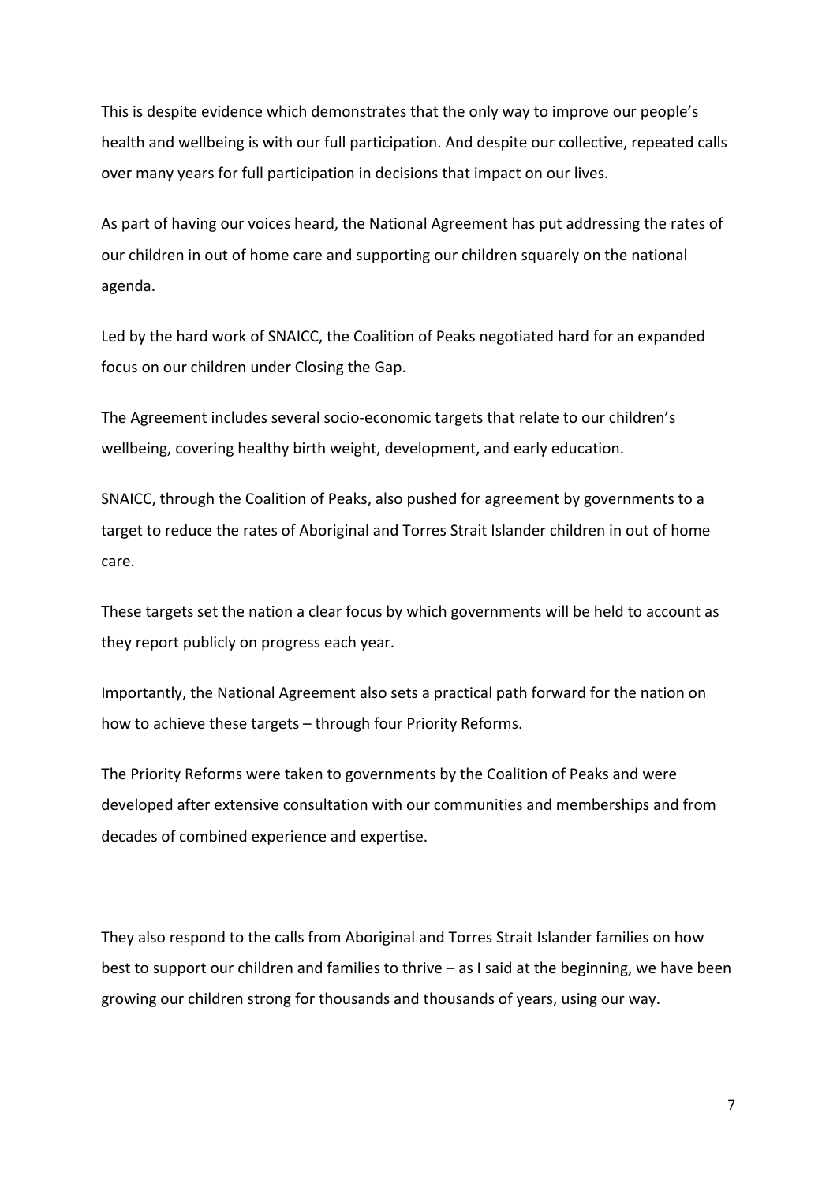This is despite evidence which demonstrates that the only way to improve our people's health and wellbeing is with our full participation. And despite our collective, repeated calls over many years for full participation in decisions that impact on our lives.

As part of having our voices heard, the National Agreement has put addressing the rates of our children in out of home care and supporting our children squarely on the national agenda.

Led by the hard work of SNAICC, the Coalition of Peaks negotiated hard for an expanded focus on our children under Closing the Gap.

The Agreement includes several socio-economic targets that relate to our children's wellbeing, covering healthy birth weight, development, and early education.

SNAICC, through the Coalition of Peaks, also pushed for agreement by governments to a target to reduce the rates of Aboriginal and Torres Strait Islander children in out of home care.

These targets set the nation a clear focus by which governments will be held to account as they report publicly on progress each year.

Importantly, the National Agreement also sets a practical path forward for the nation on how to achieve these targets – through four Priority Reforms.

The Priority Reforms were taken to governments by the Coalition of Peaks and were developed after extensive consultation with our communities and memberships and from decades of combined experience and expertise.

They also respond to the calls from Aboriginal and Torres Strait Islander families on how best to support our children and families to thrive – as I said at the beginning, we have been growing our children strong for thousands and thousands of years, using our way.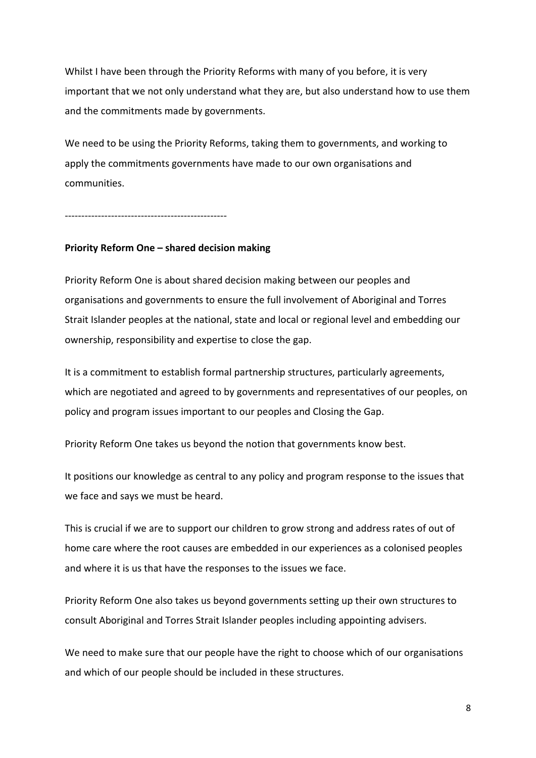Whilst I have been through the Priority Reforms with many of you before, it is very important that we not only understand what they are, but also understand how to use them and the commitments made by governments.

We need to be using the Priority Reforms, taking them to governments, and working to apply the commitments governments have made to our own organisations and communities.

------------------------------------------------

**Priority Reform One – shared decision making**

Priority Reform One is about shared decision making between our peoples and organisations and governments to ensure the full involvement of Aboriginal and Torres Strait Islander peoples at the national, state and local or regional level and embedding our ownership, responsibility and expertise to close the gap.

It is a commitment to establish formal partnership structures, particularly agreements, which are negotiated and agreed to by governments and representatives of our peoples, on policy and program issues important to our peoples and Closing the Gap.

Priority Reform One takes us beyond the notion that governments know best.

It positions our knowledge as central to any policy and program response to the issues that we face and says we must be heard.

This is crucial if we are to support our children to grow strong and address rates of out of home care where the root causes are embedded in our experiences as a colonised peoples and where it is us that have the responses to the issues we face.

Priority Reform One also takes us beyond governments setting up their own structures to consult Aboriginal and Torres Strait Islander peoples including appointing advisers.

We need to make sure that our people have the right to choose which of our organisations and which of our people should be included in these structures.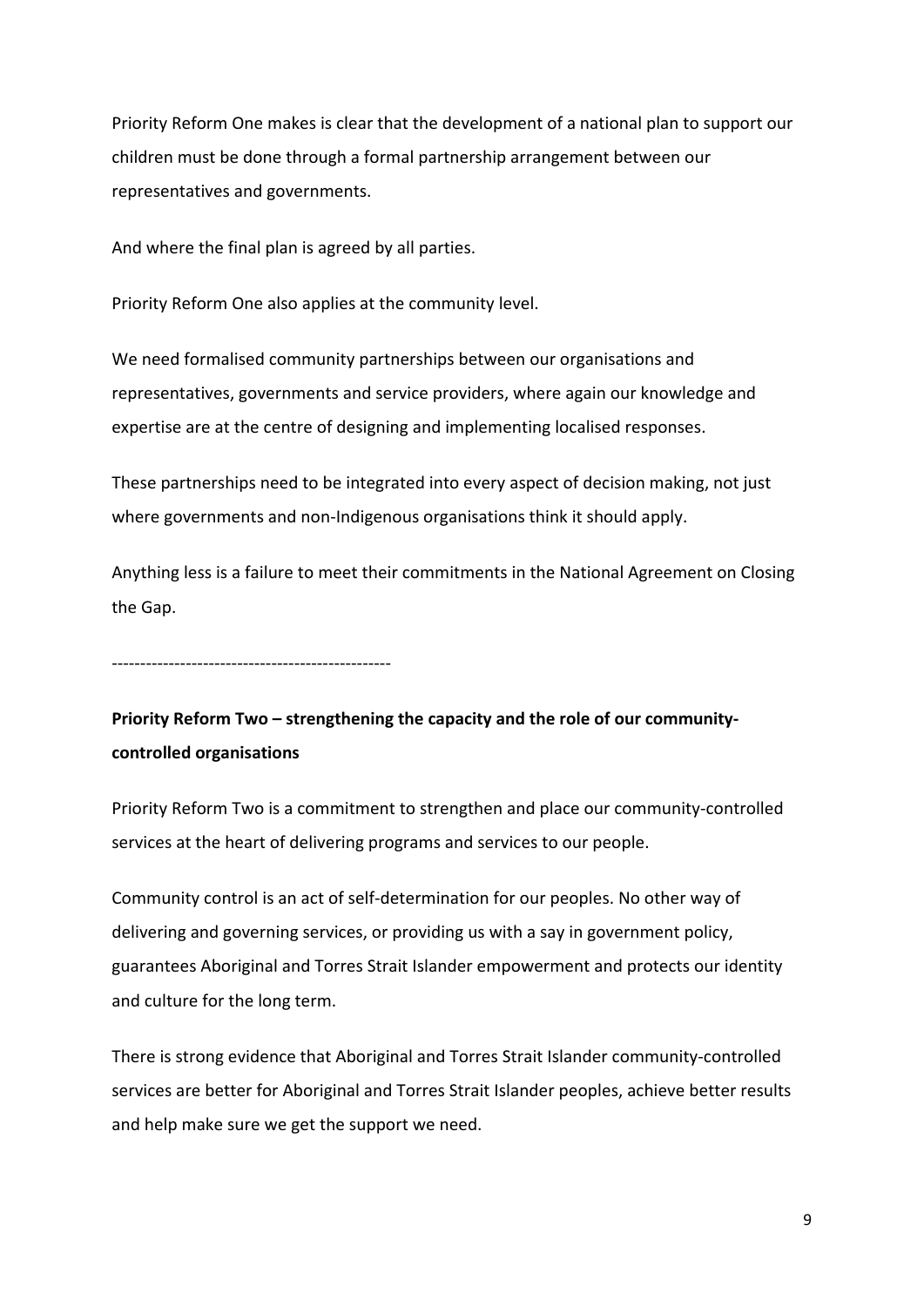Priority Reform One makes is clear that the development of a national plan to support our children must be done through a formal partnership arrangement between our representatives and governments.

And where the final plan is agreed by all parties.

Priority Reform One also applies at the community level.

We need formalised community partnerships between our organisations and representatives, governments and service providers, where again our knowledge and expertise are at the centre of designing and implementing localised responses.

These partnerships need to be integrated into every aspect of decision making, not just where governments and non-Indigenous organisations think it should apply.

Anything less is a failure to meet their commitments in the National Agreement on Closing the Gap.

------------------------------------------------

**Priority Reform Two – strengthening the capacity and the role of our community-controlled organisations**

Priority Reform Two is a commitment to strengthen and place our community-controlled services at the heart of delivering programs and services to our people.

Community control is an act of self-determination for our peoples. No other way of delivering and governing services, or providing us with a say in government policy, guarantees Aboriginal and Torres Strait Islander empowerment and protects our identity and culture for the long term.

There is strong evidence that Aboriginal and Torres Strait Islander community-controlled services are better for Aboriginal and Torres Strait Islander peoples, achieve better results and help make sure we get the support we need.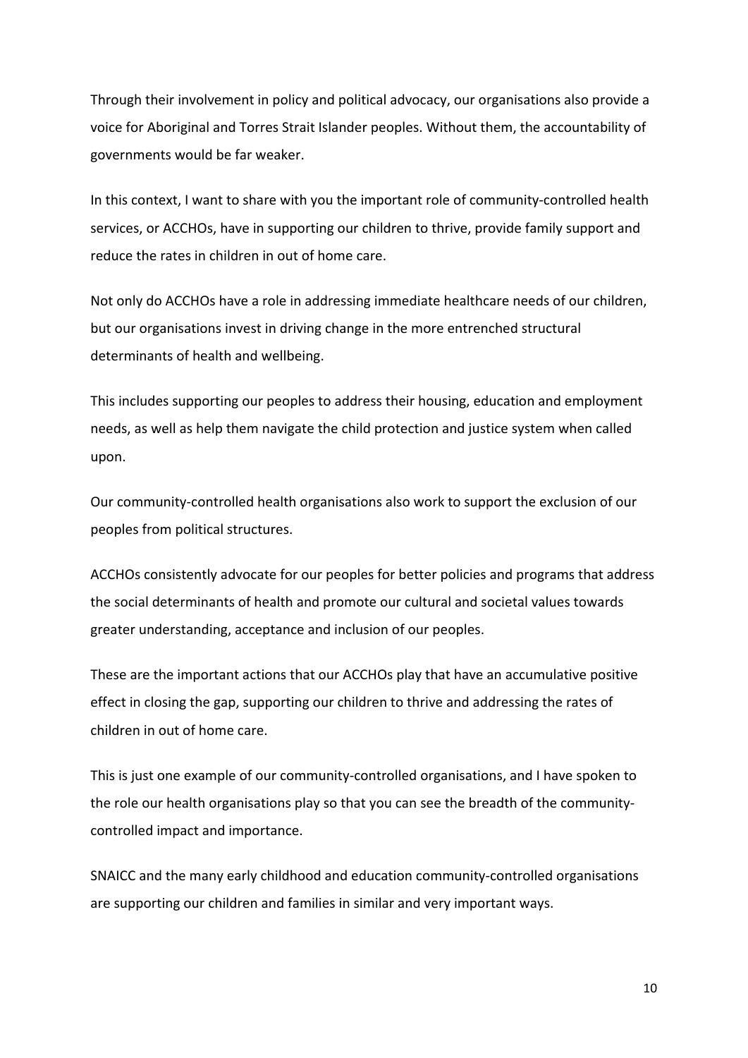Through their involvement in policy and political advocacy, our organisations also provide a voice for Aboriginal and Torres Strait Islander peoples. Without them, the accountability of governments would be far weaker.

In this context, I want to share with you the important role of community-controlled health services, or ACCHOs, have in supporting our children to thrive, provide family support and reduce the rates in children in out of home care.

Not only do ACCHOs have a role in addressing immediate healthcare needs of our children, but our organisations invest in driving change in the more entrenched structural determinants of health and wellbeing.

This includes supporting our peoples to address their housing, education and employment needs, as well as help them navigate the child protection and justice system when called upon.

Our community-controlled health organisations also work to support the exclusion of our peoples from political structures.

ACCHOs consistently advocate for our peoples for better policies and programs that address the social determinants of health and promote our cultural and societal values towards greater understanding, acceptance and inclusion of our peoples.

These are the important actions that our ACCHOs play that have an accumulative positive effect in closing the gap, supporting our children to thrive and addressing the rates of children in out of home care.

This is just one example of our community-controlled organisations, and I have spoken to the role our health organisations play so that you can see the breadth of the community-controlled impact and importance.

SNAICC and the many early childhood and education community-controlled organisations are supporting our children and families in similar and very important ways.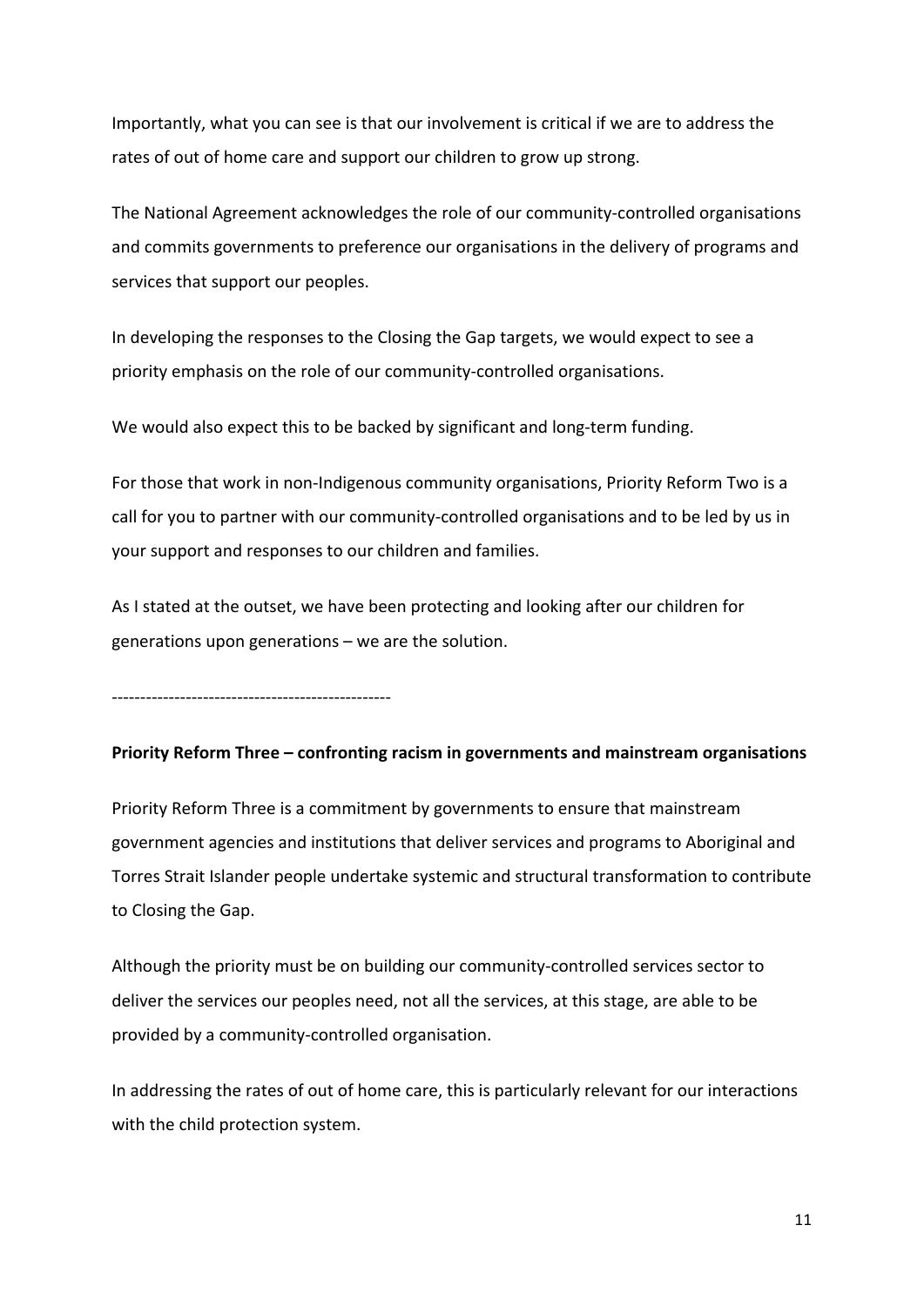Importantly, what you can see is that our involvement is critical if we are to address the rates of out of home care and support our children to grow up strong.

The National Agreement acknowledges the role of our community-controlled organisations and commits governments to preference our organisations in the delivery of programs and services that support our peoples.

In developing the responses to the Closing the Gap targets, we would expect to see a priority emphasis on the role of our community-controlled organisations.

We would also expect this to be backed by significant and long-term funding.

For those that work in non-Indigenous community organisations, Priority Reform Two is a call for you to partner with our community-controlled organisations and to be led by us in your support and responses to our children and families.

As I stated at the outset, we have been protecting and looking after our children for generations upon generations – we are the solution.

-------------------------------------------------

**Priority Reform Three – confronting racism in governments and mainstream organisations**

Priority Reform Three is a commitment by governments to ensure that mainstream government agencies and institutions that deliver services and programs to Aboriginal and Torres Strait Islander people undertake systemic and structural transformation to contribute to Closing the Gap.

Although the priority must be on building our community-controlled services sector to deliver the services our peoples need, not all the services, at this stage, are able to be provided by a community-controlled organisation.

In addressing the rates of out of home care, this is particularly relevant for our interactions with the child protection system.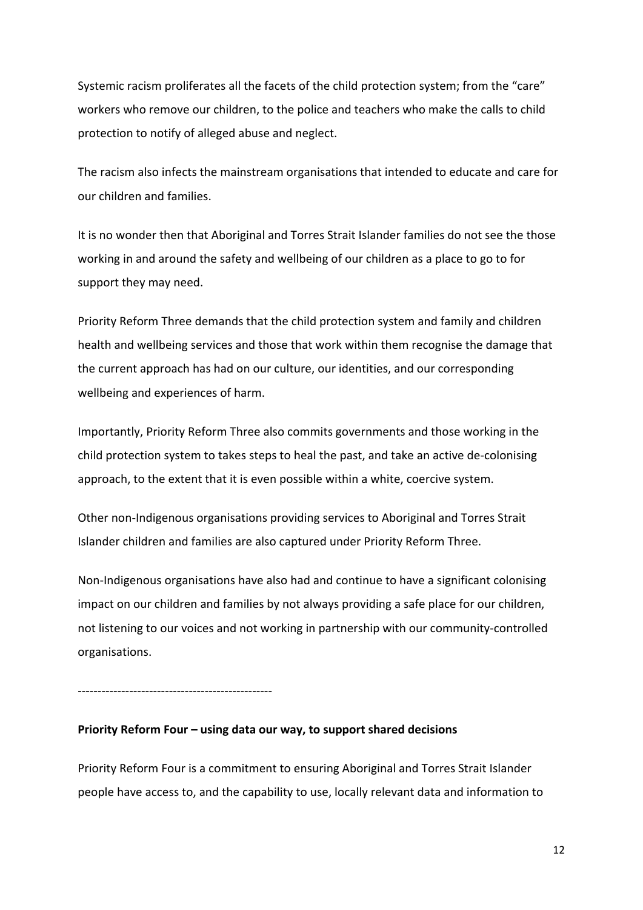Systemic racism proliferates all the facets of the child protection system; from the "care" workers who remove our children, to the police and teachers who make the calls to child protection to notify of alleged abuse and neglect.

The racism also infects the mainstream organisations that intended to educate and care for our children and families.

It is no wonder then that Aboriginal and Torres Strait Islander families do not see the those working in and around the safety and wellbeing of our children as a place to go to for support they may need.

Priority Reform Three demands that the child protection system and family and children health and wellbeing services and those that work within them recognise the damage that the current approach has had on our culture, our identities, and our corresponding wellbeing and experiences of harm.

Importantly, Priority Reform Three also commits governments and those working in the child protection system to takes steps to heal the past, and take an active de-colonising approach, to the extent that it is even possible within a white, coercive system.

Other non-Indigenous organisations providing services to Aboriginal and Torres Strait Islander children and families are also captured under Priority Reform Three.

Non-Indigenous organisations have also had and continue to have a significant colonising impact on our children and families by not always providing a safe place for our children, not listening to our voices and not working in partnership with our community-controlled organisations.

-------------------------------------------------

**Priority Reform Four – using data our way, to support shared decisions**

Priority Reform Four is a commitment to ensuring Aboriginal and Torres Strait Islander people have access to, and the capability to use, locally relevant data and information to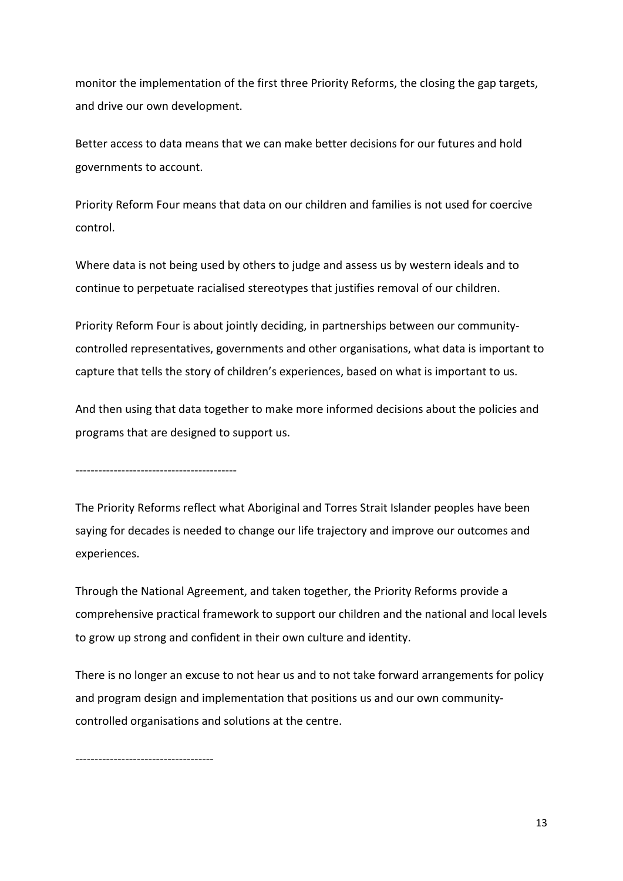monitor the implementation of the first three Priority Reforms, the closing the gap targets, and drive our own development.

Better access to data means that we can make better decisions for our futures and hold governments to account.

Priority Reform Four means that data on our children and families is not used for coercive control.

Where data is not being used by others to judge and assess us by western ideals and to continue to perpetuate racialised stereotypes that justifies removal of our children.

Priority Reform Four is about jointly deciding, in partnerships between our community-controlled representatives, governments and other organisations, what data is important to capture that tells the story of children's experiences, based on what is important to us.

And then using that data together to make more informed decisions about the policies and programs that are designed to support us.

------------------------------------------

The Priority Reforms reflect what Aboriginal and Torres Strait Islander peoples have been saying for decades is needed to change our life trajectory and improve our outcomes and experiences.

Through the National Agreement, and taken together, the Priority Reforms provide a comprehensive practical framework to support our children and the national and local levels to grow up strong and confident in their own culture and identity.

There is no longer an excuse to not hear us and to not take forward arrangements for policy and program design and implementation that positions us and our own community-controlled organisations and solutions at the centre.

------------------------------------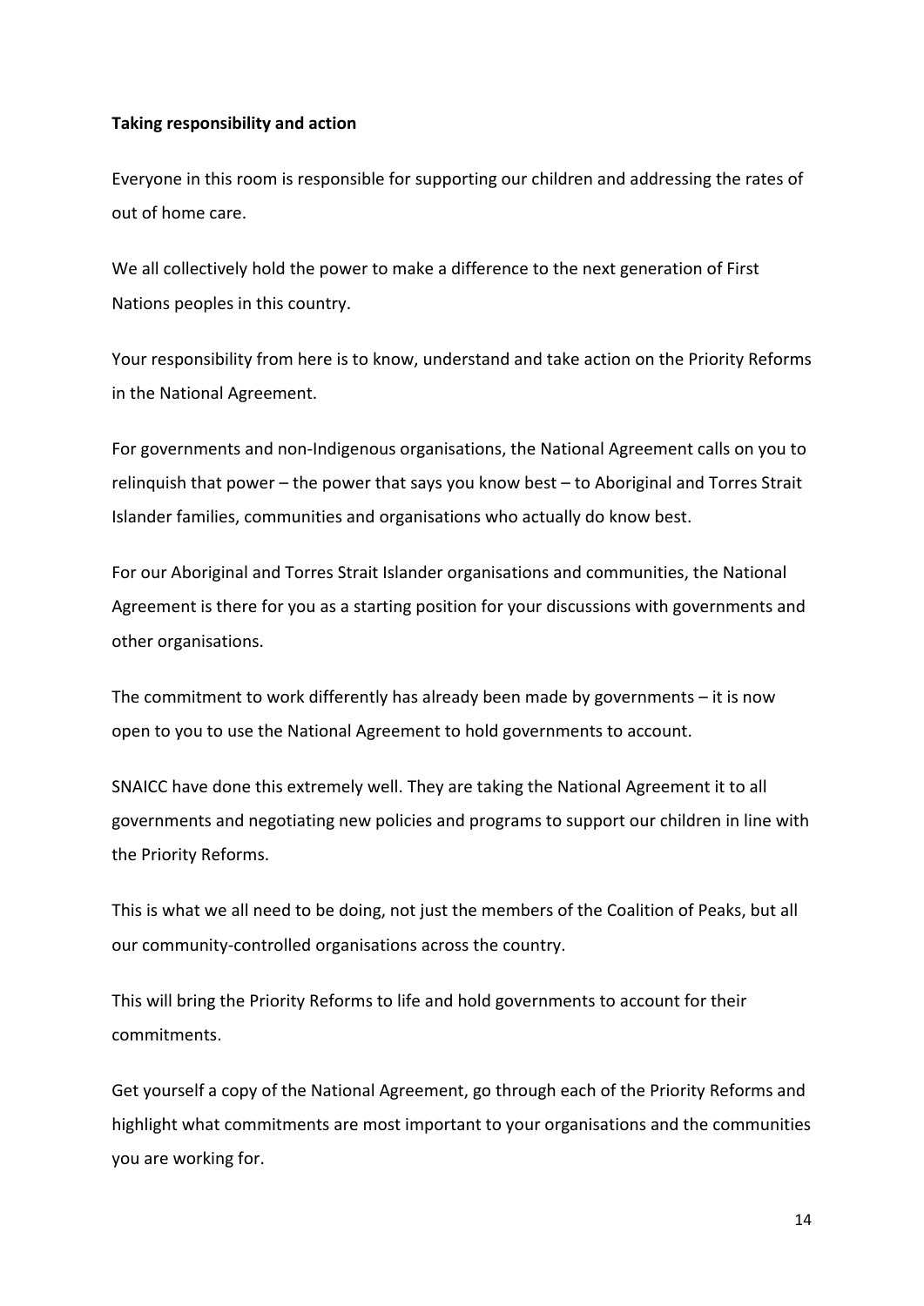**Taking responsibility and action**

Everyone in this room is responsible for supporting our children and addressing the rates of out of home care.

We all collectively hold the power to make a difference to the next generation of First Nations peoples in this country.

Your responsibility from here is to know, understand and take action on the Priority Reforms in the National Agreement.

For governments and non-Indigenous organisations, the National Agreement calls on you to relinquish that power – the power that says you know best – to Aboriginal and Torres Strait Islander families, communities and organisations who actually do know best.

For our Aboriginal and Torres Strait Islander organisations and communities, the National Agreement is there for you as a starting position for your discussions with governments and other organisations.

The commitment to work differently has already been made by governments – it is now open to you to use the National Agreement to hold governments to account.

SNAICC have done this extremely well. They are taking the National Agreement it to all governments and negotiating new policies and programs to support our children in line with the Priority Reforms.

This is what we all need to be doing, not just the members of the Coalition of Peaks, but all our community-controlled organisations across the country.

This will bring the Priority Reforms to life and hold governments to account for their commitments.

Get yourself a copy of the National Agreement, go through each of the Priority Reforms and highlight what commitments are most important to your organisations and the communities you are working for.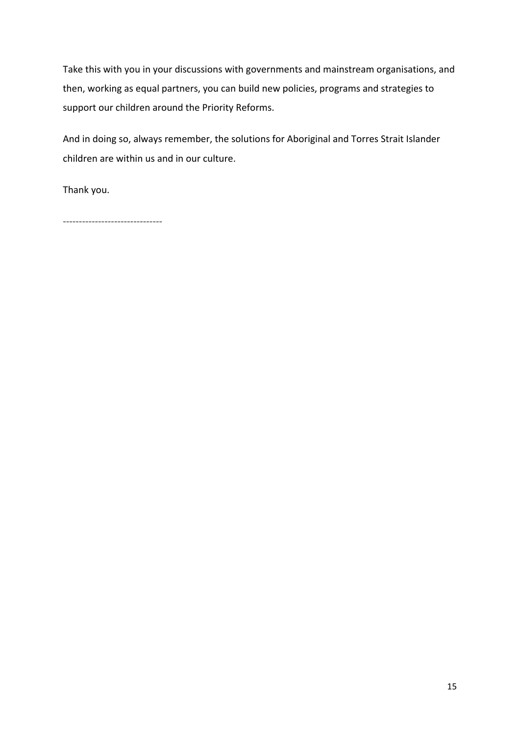Take this with you in your discussions with governments and mainstream organisations, and then, working as equal partners, you can build new policies, programs and strategies to support our children around the Priority Reforms.

And in doing so, always remember, the solutions for Aboriginal and Torres Strait Islander children are within us and in our culture.

Thank you.

------------------------------